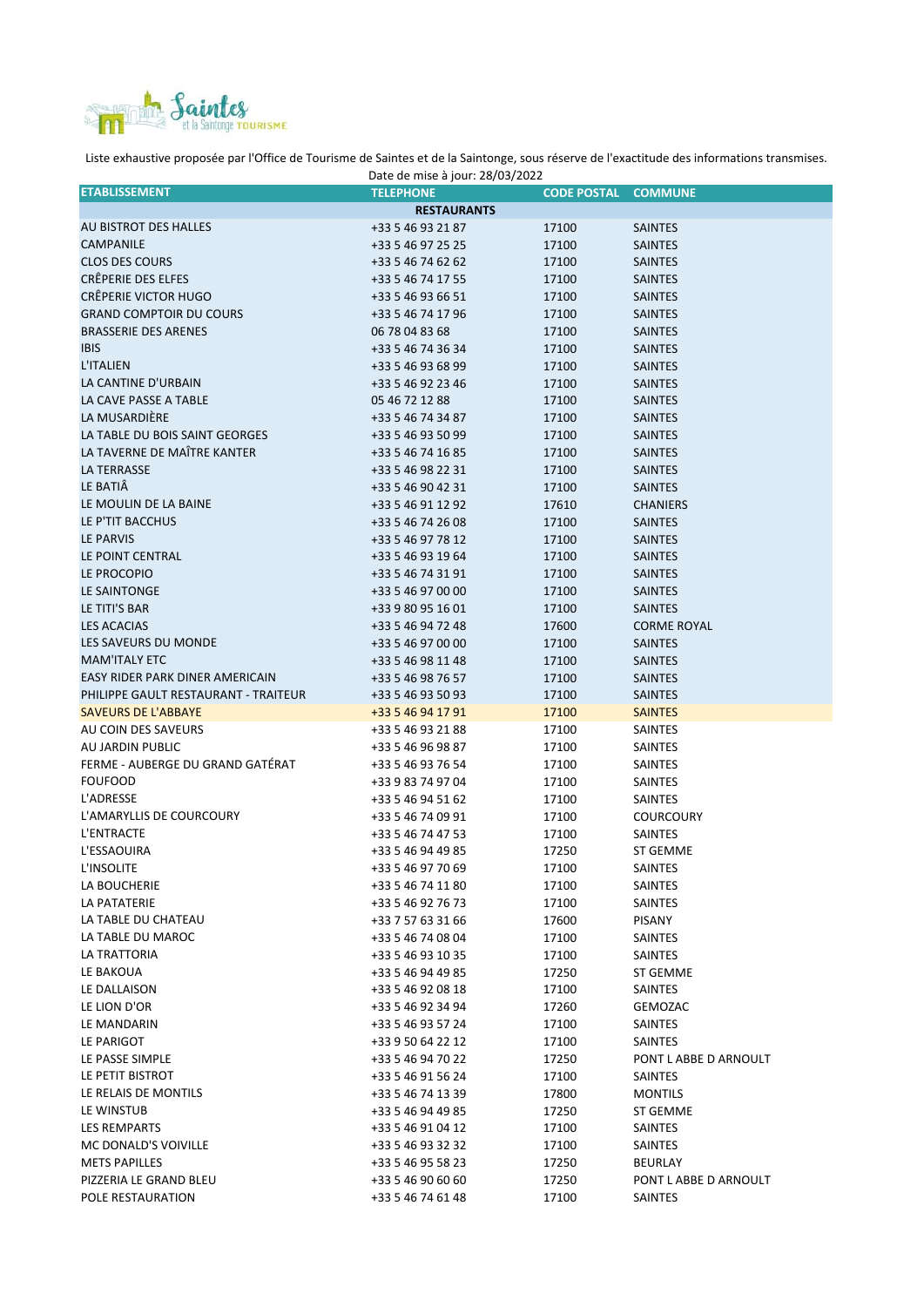Liste exhaustive proposée par l'Office de Tourisme de Saintes et de la Saintonge, sous réserve de l'exactitude des informations transmises.

Date de mise à jour: 28/03/2022

| ETABLISSEMENT | TELEPHONE | CODE POSTAL | COMMUNE |
|---|---|---|---|
| **RESTAURANTS** | | | |
| AU BISTROT DES HALLES | +33 5 46 93 21 87 | 17100 | SAINTES |
| CAMPANILE | +33 5 46 97 25 25 | 17100 | SAINTES |
| CLOS DES COURS | +33 5 46 74 62 62 | 17100 | SAINTES |
| CRÊPERIE DES ELFES | +33 5 46 74 17 55 | 17100 | SAINTES |
| CRÊPERIE VICTOR HUGO | +33 5 46 93 66 51 | 17100 | SAINTES |
| GRAND COMPTOIR DU COURS | +33 5 46 74 17 96 | 17100 | SAINTES |
| BRASSERIE DES ARENES | 06 78 04 83 68 | 17100 | SAINTES |
| IBIS | +33 5 46 74 36 34 | 17100 | SAINTES |
| L'ITALIEN | +33 5 46 93 68 99 | 17100 | SAINTES |
| LA CANTINE D'URBAIN | +33 5 46 92 23 46 | 17100 | SAINTES |
| LA CAVE PASSE A TABLE | 05 46 72 12 88 | 17100 | SAINTES |
| LA MUSARDIÈRE | +33 5 46 74 34 87 | 17100 | SAINTES |
| LA TABLE DU BOIS SAINT GEORGES | +33 5 46 93 50 99 | 17100 | SAINTES |
| LA TAVERNE DE MAÎTRE KANTER | +33 5 46 74 16 85 | 17100 | SAINTES |
| LA TERRASSE | +33 5 46 98 22 31 | 17100 | SAINTES |
| LE BATIÂ | +33 5 46 90 42 31 | 17100 | SAINTES |
| LE MOULIN DE LA BAINE | +33 5 46 91 12 92 | 17610 | CHANIERS |
| LE P'TIT BACCHUS | +33 5 46 74 26 08 | 17100 | SAINTES |
| LE PARVIS | +33 5 46 97 78 12 | 17100 | SAINTES |
| LE POINT CENTRAL | +33 5 46 93 19 64 | 17100 | SAINTES |
| LE PROCOPIO | +33 5 46 74 31 91 | 17100 | SAINTES |
| LE SAINTONGE | +33 5 46 97 00 00 | 17100 | SAINTES |
| LE TITI'S BAR | +33 9 80 95 16 01 | 17100 | SAINTES |
| LES ACACIAS | +33 5 46 94 72 48 | 17600 | CORME ROYAL |
| LES SAVEURS DU MONDE | +33 5 46 97 00 00 | 17100 | SAINTES |
| MAM'ITALY ETC | +33 5 46 98 11 48 | 17100 | SAINTES |
| EASY RIDER PARK DINER AMERICAIN | +33 5 46 98 76 57 | 17100 | SAINTES |
| PHILIPPE GAULT RESTAURANT - TRAITEUR | +33 5 46 93 50 93 | 17100 | SAINTES |
| SAVEURS DE L'ABBAYE | +33 5 46 94 17 91 | 17100 | SAINTES |
| AU COIN DES SAVEURS | +33 5 46 93 21 88 | 17100 | SAINTES |
| AU JARDIN PUBLIC | +33 5 46 96 98 87 | 17100 | SAINTES |
| FERME - AUBERGE DU GRAND GATÉRAT | +33 5 46 93 76 54 | 17100 | SAINTES |
| FOUFOOD | +33 9 83 74 97 04 | 17100 | SAINTES |
| L'ADRESSE | +33 5 46 94 51 62 | 17100 | SAINTES |
| L'AMARYLLIS DE COURCOURY | +33 5 46 74 09 91 | 17100 | COURCOURY |
| L'ENTRACTE | +33 5 46 74 47 53 | 17100 | SAINTES |
| L'ESSAOUIRA | +33 5 46 94 49 85 | 17250 | ST GEMME |
| L'INSOLITE | +33 5 46 97 70 69 | 17100 | SAINTES |
| LA BOUCHERIE | +33 5 46 74 11 80 | 17100 | SAINTES |
| LA PATATERIE | +33 5 46 92 76 73 | 17100 | SAINTES |
| LA TABLE DU CHATEAU | +33 7 57 63 31 66 | 17600 | PISANY |
| LA TABLE DU MAROC | +33 5 46 74 08 04 | 17100 | SAINTES |
| LA TRATTORIA | +33 5 46 93 10 35 | 17100 | SAINTES |
| LE BAKOUA | +33 5 46 94 49 85 | 17250 | ST GEMME |
| LE DALLAISON | +33 5 46 92 08 18 | 17100 | SAINTES |
| LE LION D'OR | +33 5 46 92 34 94 | 17260 | GEMOZAC |
| LE MANDARIN | +33 5 46 93 57 24 | 17100 | SAINTES |
| LE PARIGOT | +33 9 50 64 22 12 | 17100 | SAINTES |
| LE PASSE SIMPLE | +33 5 46 94 70 22 | 17250 | PONT L ABBE D ARNOULT |
| LE PETIT BISTROT | +33 5 46 91 56 24 | 17100 | SAINTES |
| LE RELAIS DE MONTILS | +33 5 46 74 13 39 | 17800 | MONTILS |
| LE WINSTUB | +33 5 46 94 49 85 | 17250 | ST GEMME |
| LES REMPARTS | +33 5 46 91 04 12 | 17100 | SAINTES |
| MC DONALD'S VOIVILLE | +33 5 46 93 32 32 | 17100 | SAINTES |
| METS PAPILLES | +33 5 46 95 58 23 | 17250 | BEURLAY |
| PIZZERIA LE GRAND BLEU | +33 5 46 90 60 60 | 17250 | PONT L ABBE D ARNOULT |
| POLE RESTAURATION | +33 5 46 74 61 48 | 17100 | SAINTES |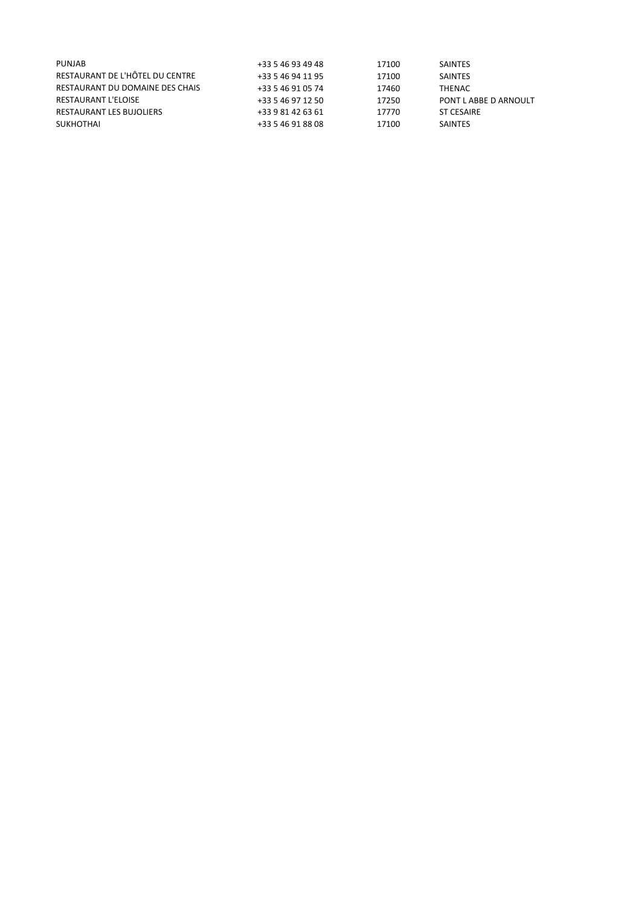| | | | |
|---|---|---|---|
| PUNJAB | +33 5 46 93 49 48 | 17100 | SAINTES |
| RESTAURANT DE L'HÔTEL DU CENTRE | +33 5 46 94 11 95 | 17100 | SAINTES |
| RESTAURANT DU DOMAINE DES CHAIS | +33 5 46 91 05 74 | 17460 | THENAC |
| RESTAURANT L'ELOISE | +33 5 46 97 12 50 | 17250 | PONT L ABBE D ARNOULT |
| RESTAURANT LES BUJOLIERS | +33 9 81 42 63 61 | 17770 | ST CESAIRE |
| SUKHOTHAI | +33 5 46 91 88 08 | 17100 | SAINTES |